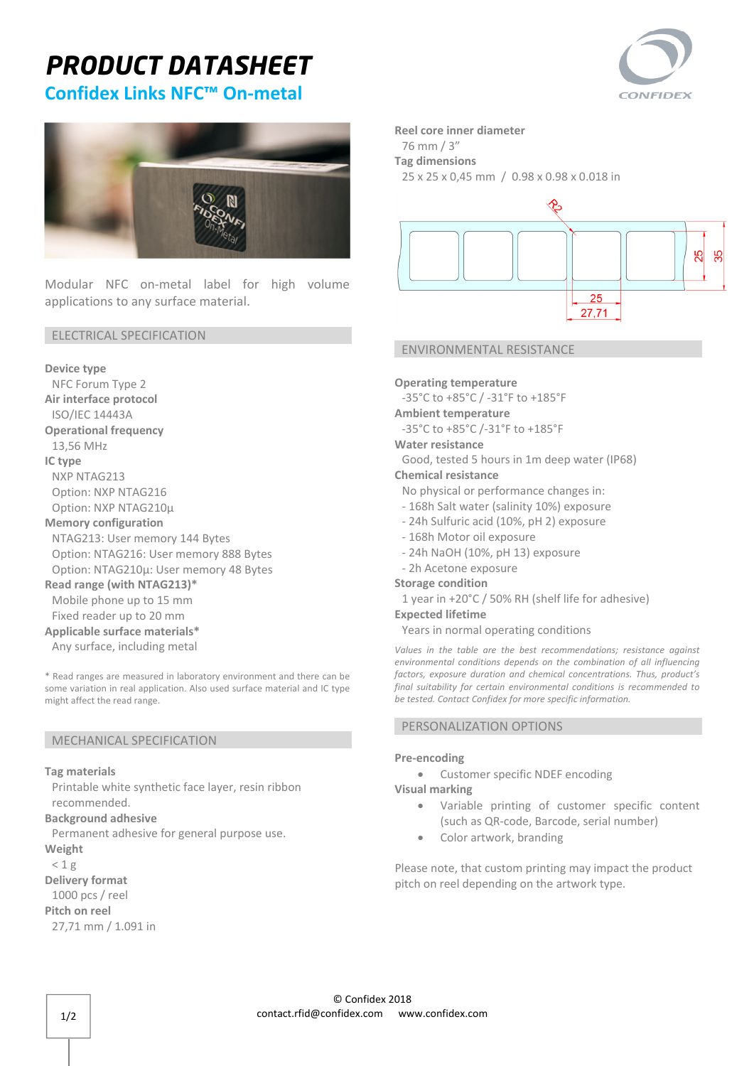# PRODUCT DATASHEET

## Confidex Links NFC™ On-metal

Modular NFC on-metal label for high volume applications to any surface material.

## ELECTRICAL SPECIFICATION

**Device type**
NFC Forum Type 2

**Air interface protocol**
ISO/IEC 14443A

**Operational frequency**
13,56 MHz

**IC type**
NXP NTAG213
Option: NXP NTAG216
Option: NXP NTAG210µ

**Memory configuration**
NTAG213: User memory 144 Bytes
Option: NTAG216: User memory 888 Bytes
Option: NTAG210µ: User memory 48 Bytes

**Read range (with NTAG213)***
Mobile phone up to 15 mm
Fixed reader up to 20 mm

**Applicable surface materials***
Any surface, including metal

* Read ranges are measured in laboratory environment and there can be some variation in real application. Also used surface material and IC type might affect the read range.

## MECHANICAL SPECIFICATION

**Tag materials**
Printable white synthetic face layer, resin ribbon recommended.

**Background adhesive**
Permanent adhesive for general purpose use.

**Weight**
< 1 g

**Delivery format**
1000 pcs / reel

**Pitch on reel**
27,71 mm / 1.091 in

**Reel core inner diameter**
76 mm / 3"

**Tag dimensions**
25 x 25 x 0,45 mm / 0.98 x 0.98 x 0.018 in

R2, 25, 27,71, 25, 35

## ENVIRONMENTAL RESISTANCE

**Operating temperature**
-35°C to +85°C / -31°F to +185°F

**Ambient temperature**
-35°C to +85°C /-31°F to +185°F

**Water resistance**
Good, tested 5 hours in 1m deep water (IP68)

**Chemical resistance**
No physical or performance changes in:
- 168h Salt water (salinity 10%) exposure
- 24h Sulfuric acid (10%, pH 2) exposure
- 168h Motor oil exposure
- 24h NaOH (10%, pH 13) exposure
- 2h Acetone exposure

**Storage condition**
1 year in +20°C / 50% RH (shelf life for adhesive)

**Expected lifetime**
Years in normal operating conditions

*Values in the table are the best recommendations; resistance against environmental conditions depends on the combination of all influencing factors, exposure duration and chemical concentrations. Thus, product's final suitability for certain environmental conditions is recommended to be tested. Contact Confidex for more specific information.*

## PERSONALIZATION OPTIONS

**Pre-encoding**
- Customer specific NDEF encoding

**Visual marking**
- Variable printing of customer specific content (such as QR-code, Barcode, serial number)
- Color artwork, branding

Please note, that custom printing may impact the product pitch on reel depending on the artwork type.

© Confidex 2018
contact.rfid@confidex.com www.confidex.com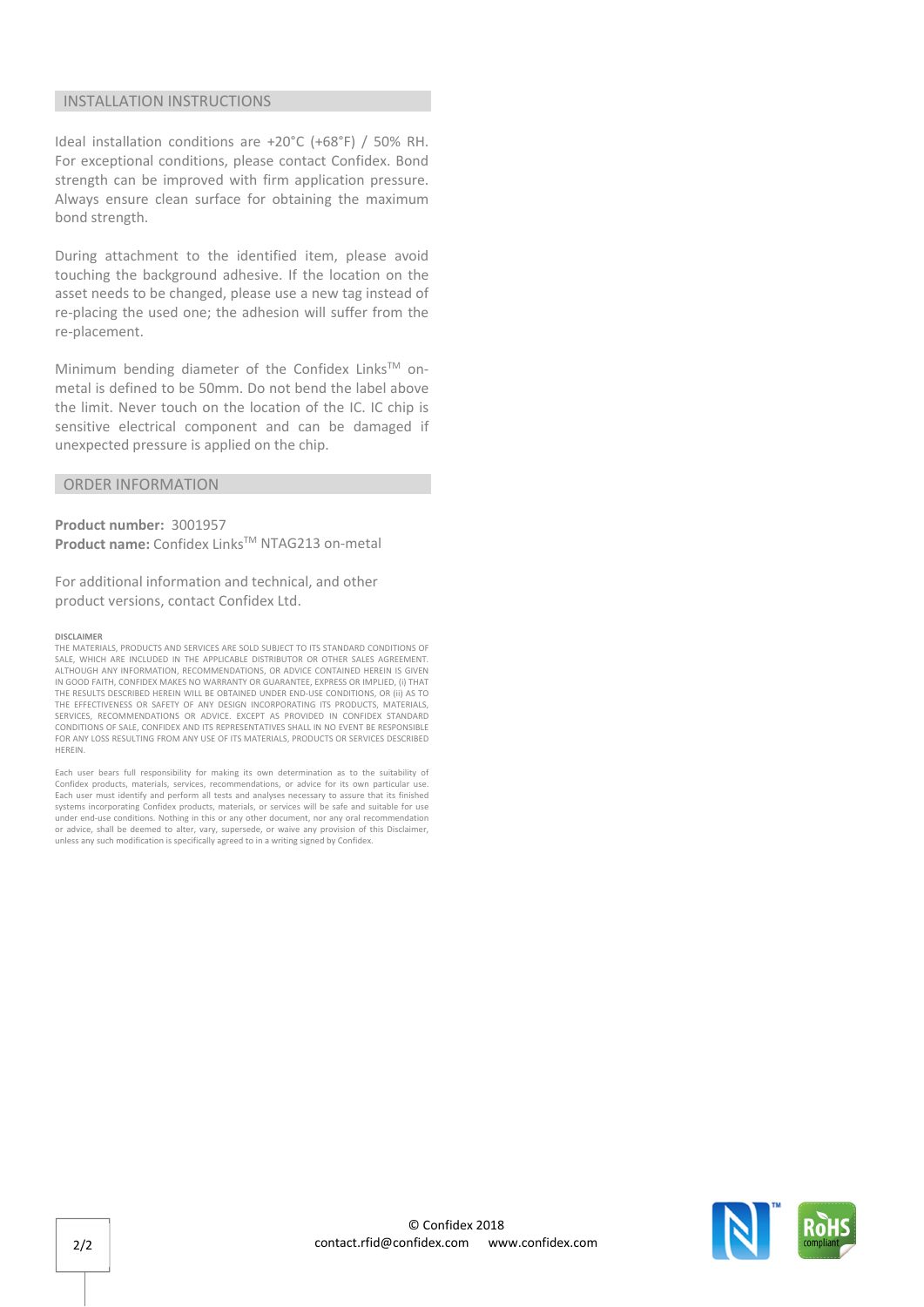## INSTALLATION INSTRUCTIONS

Ideal installation conditions are +20°C (+68°F) / 50% RH. For exceptional conditions, please contact Confidex. Bond strength can be improved with firm application pressure. Always ensure clean surface for obtaining the maximum bond strength.

During attachment to the identified item, please avoid touching the background adhesive. If the location on the asset needs to be changed, please use a new tag instead of re-placing the used one; the adhesion will suffer from the re-placement.

Minimum bending diameter of the Confidex Links™ on-metal is defined to be 50mm. Do not bend the label above the limit. Never touch on the location of the IC. IC chip is sensitive electrical component and can be damaged if unexpected pressure is applied on the chip.

## ORDER INFORMATION

**Product number:** 3001957
**Product name:** Confidex Links™ NTAG213 on-metal

For additional information and technical, and other product versions, contact Confidex Ltd.

**DISCLAIMER**
THE MATERIALS, PRODUCTS AND SERVICES ARE SOLD SUBJECT TO ITS STANDARD CONDITIONS OF SALE, WHICH ARE INCLUDED IN THE APPLICABLE DISTRIBUTOR OR OTHER SALES AGREEMENT. ALTHOUGH ANY INFORMATION, RECOMMENDATIONS, OR ADVICE CONTAINED HEREIN IS GIVEN IN GOOD FAITH, CONFIDEX MAKES NO WARRANTY OR GUARANTEE, EXPRESS OR IMPLIED, (i) THAT THE RESULTS DESCRIBED HEREIN WILL BE OBTAINED UNDER END-USE CONDITIONS, OR (ii) AS TO THE EFFECTIVENESS OR SAFETY OF ANY DESIGN INCORPORATING ITS PRODUCTS, MATERIALS, SERVICES, RECOMMENDATIONS OR ADVICE. EXCEPT AS PROVIDED IN CONFIDEX STANDARD CONDITIONS OF SALE, CONFIDEX AND ITS REPRESENTATIVES SHALL IN NO EVENT BE RESPONSIBLE FOR ANY LOSS RESULTING FROM ANY USE OF ITS MATERIALS, PRODUCTS OR SERVICES DESCRIBED HEREIN.

Each user bears full responsibility for making its own determination as to the suitability of Confidex products, materials, services, recommendations, or advice for its own particular use. Each user must identify and perform all tests and analyses necessary to assure that its finished systems incorporating Confidex products, materials, or services will be safe and suitable for use under end-use conditions. Nothing in this or any other document, nor any oral recommendation or advice, shall be deemed to alter, vary, supersede, or waive any provision of this Disclaimer, unless any such modification is specifically agreed to in a writing signed by Confidex.

© Confidex 2018
contact.rfid@confidex.com www.confidex.com